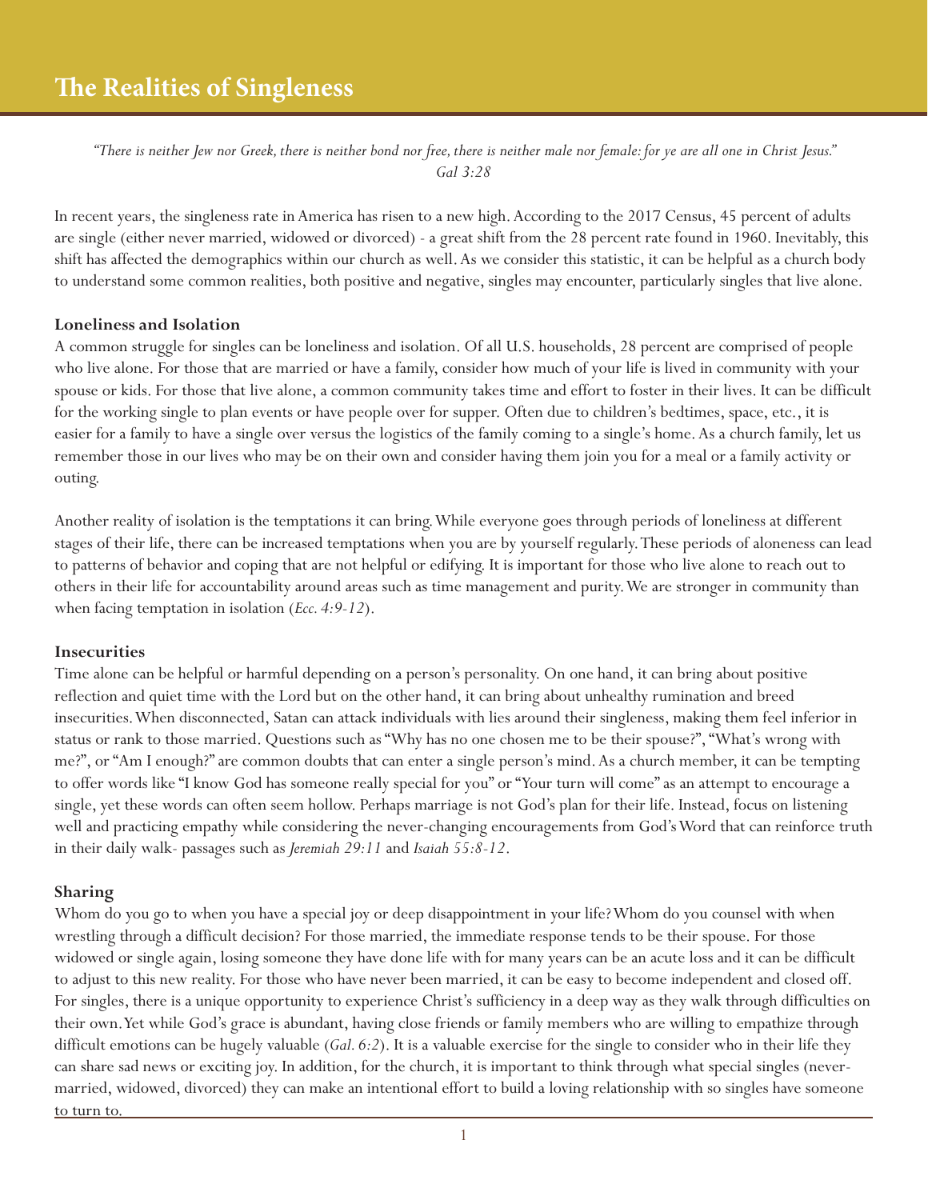# The Realities of Singleness

*"There is neither Jew nor Greek, there is neither bond nor free, there is neither male nor female: for ye are all one in Christ Jesus." Gal 3:28*

In recent years, the singleness rate in America has risen to a new high. According to the 2017 Census, 45 percent of adults are single (either never married, widowed or divorced) - a great shift from the 28 percent rate found in 1960. Inevitably, this shift has affected the demographics within our church as well. As we consider this statistic, it can be helpful as a church body to understand some common realities, both positive and negative, singles may encounter, particularly singles that live alone.

**Loneliness and Isolation**

A common struggle for singles can be loneliness and isolation. Of all U.S. households, 28 percent are comprised of people who live alone. For those that are married or have a family, consider how much of your life is lived in community with your spouse or kids. For those that live alone, a common community takes time and effort to foster in their lives. It can be difficult for the working single to plan events or have people over for supper. Often due to children's bedtimes, space, etc., it is easier for a family to have a single over versus the logistics of the family coming to a single's home. As a church family, let us remember those in our lives who may be on their own and consider having them join you for a meal or a family activity or outing.

Another reality of isolation is the temptations it can bring. While everyone goes through periods of loneliness at different stages of their life, there can be increased temptations when you are by yourself regularly. These periods of aloneness can lead to patterns of behavior and coping that are not helpful or edifying. It is important for those who live alone to reach out to others in their life for accountability around areas such as time management and purity. We are stronger in community than when facing temptation in isolation (*Ecc. 4:9-12*).

**Insecurities**

Time alone can be helpful or harmful depending on a person's personality. On one hand, it can bring about positive reflection and quiet time with the Lord but on the other hand, it can bring about unhealthy rumination and breed insecurities. When disconnected, Satan can attack individuals with lies around their singleness, making them feel inferior in status or rank to those married. Questions such as "Why has no one chosen me to be their spouse?", "What's wrong with me?", or "Am I enough?" are common doubts that can enter a single person's mind. As a church member, it can be tempting to offer words like "I know God has someone really special for you" or "Your turn will come" as an attempt to encourage a single, yet these words can often seem hollow. Perhaps marriage is not God's plan for their life. Instead, focus on listening well and practicing empathy while considering the never-changing encouragements from God's Word that can reinforce truth in their daily walk- passages such as *Jeremiah 29:11* and *Isaiah 55:8-12*.

**Sharing**

Whom do you go to when you have a special joy or deep disappointment in your life? Whom do you counsel with when wrestling through a difficult decision? For those married, the immediate response tends to be their spouse. For those widowed or single again, losing someone they have done life with for many years can be an acute loss and it can be difficult to adjust to this new reality. For those who have never been married, it can be easy to become independent and closed off. For singles, there is a unique opportunity to experience Christ's sufficiency in a deep way as they walk through difficulties on their own. Yet while God's grace is abundant, having close friends or family members who are willing to empathize through difficult emotions can be hugely valuable (*Gal. 6:2*). It is a valuable exercise for the single to consider who in their life they can share sad news or exciting joy. In addition, for the church, it is important to think through what special singles (never-married, widowed, divorced) they can make an intentional effort to build a loving relationship with so singles have someone to turn to.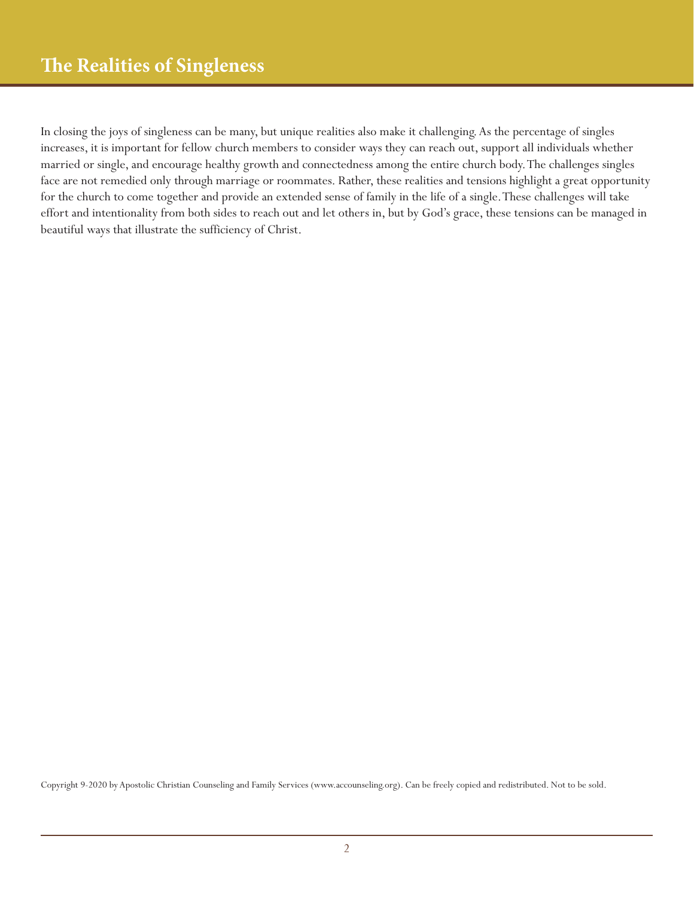# The Realities of Singleness

In closing the joys of singleness can be many, but unique realities also make it challenging. As the percentage of singles increases, it is important for fellow church members to consider ways they can reach out, support all individuals whether married or single, and encourage healthy growth and connectedness among the entire church body. The challenges singles face are not remedied only through marriage or roommates. Rather, these realities and tensions highlight a great opportunity for the church to come together and provide an extended sense of family in the life of a single. These challenges will take effort and intentionality from both sides to reach out and let others in, but by God's grace, these tensions can be managed in beautiful ways that illustrate the sufficiency of Christ.

Copyright 9-2020 by Apostolic Christian Counseling and Family Services (www.accounseling.org). Can be freely copied and redistributed. Not to be sold.